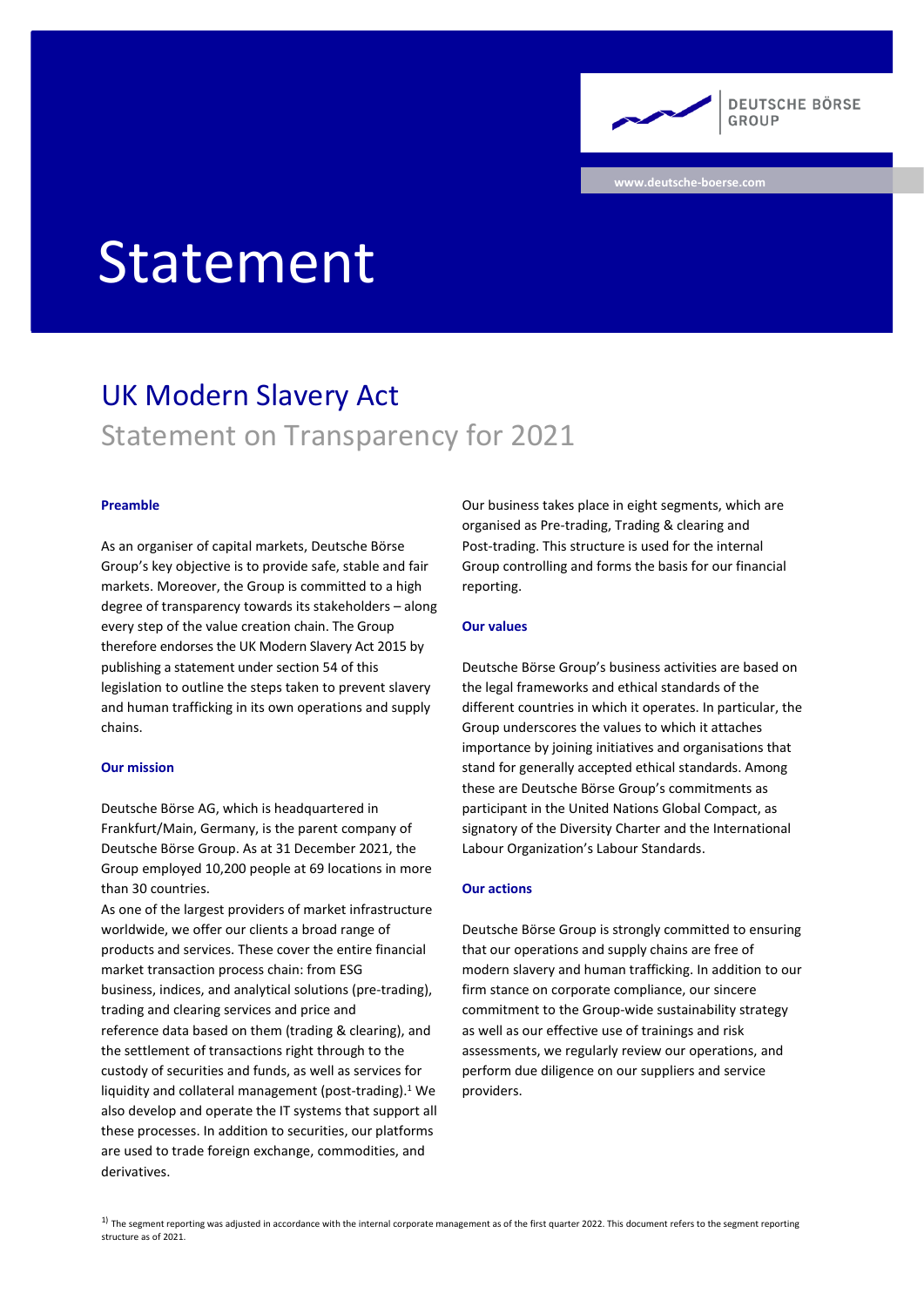DEUTSCHE BÖRSE GROUP

www.deutsche-boerse.com

# Statement

## UK Modern Slavery Act

Statement on Transparency for 2021

### Preamble

As an organiser of capital markets, Deutsche Börse Group's key objective is to provide safe, stable and fair markets. Moreover, the Group is committed to a high degree of transparency towards its stakeholders – along every step of the value creation chain. The Group therefore endorses the UK Modern Slavery Act 2015 by publishing a statement under section 54 of this legislation to outline the steps taken to prevent slavery and human trafficking in its own operations and supply chains.

### Our mission

Deutsche Börse AG, which is headquartered in Frankfurt/Main, Germany, is the parent company of Deutsche Börse Group. As at 31 December 2021, the Group employed 10,200 people at 69 locations in more than 30 countries.

As one of the largest providers of market infrastructure worldwide, we offer our clients a broad range of products and services. These cover the entire financial market transaction process chain: from ESG business, indices, and analytical solutions (pre-trading), trading and clearing services and price and reference data based on them (trading & clearing), and the settlement of transactions right through to the custody of securities and funds, as well as services for liquidity and collateral management (post-trading).[1] We also develop and operate the IT systems that support all these processes. In addition to securities, our platforms are used to trade foreign exchange, commodities, and derivatives.

Our business takes place in eight segments, which are organised as Pre-trading, Trading & clearing and Post-trading. This structure is used for the internal Group controlling and forms the basis for our financial reporting.

### Our values

Deutsche Börse Group's business activities are based on the legal frameworks and ethical standards of the different countries in which it operates. In particular, the Group underscores the values to which it attaches importance by joining initiatives and organisations that stand for generally accepted ethical standards. Among these are Deutsche Börse Group's commitments as participant in the United Nations Global Compact, as signatory of the Diversity Charter and the International Labour Organization's Labour Standards.

### Our actions

Deutsche Börse Group is strongly committed to ensuring that our operations and supply chains are free of modern slavery and human trafficking. In addition to our firm stance on corporate compliance, our sincere commitment to the Group-wide sustainability strategy as well as our effective use of trainings and risk assessments, we regularly review our operations, and perform due diligence on our suppliers and service providers.

[1] The segment reporting was adjusted in accordance with the internal corporate management as of the first quarter 2022. This document refers to the segment reporting structure as of 2021.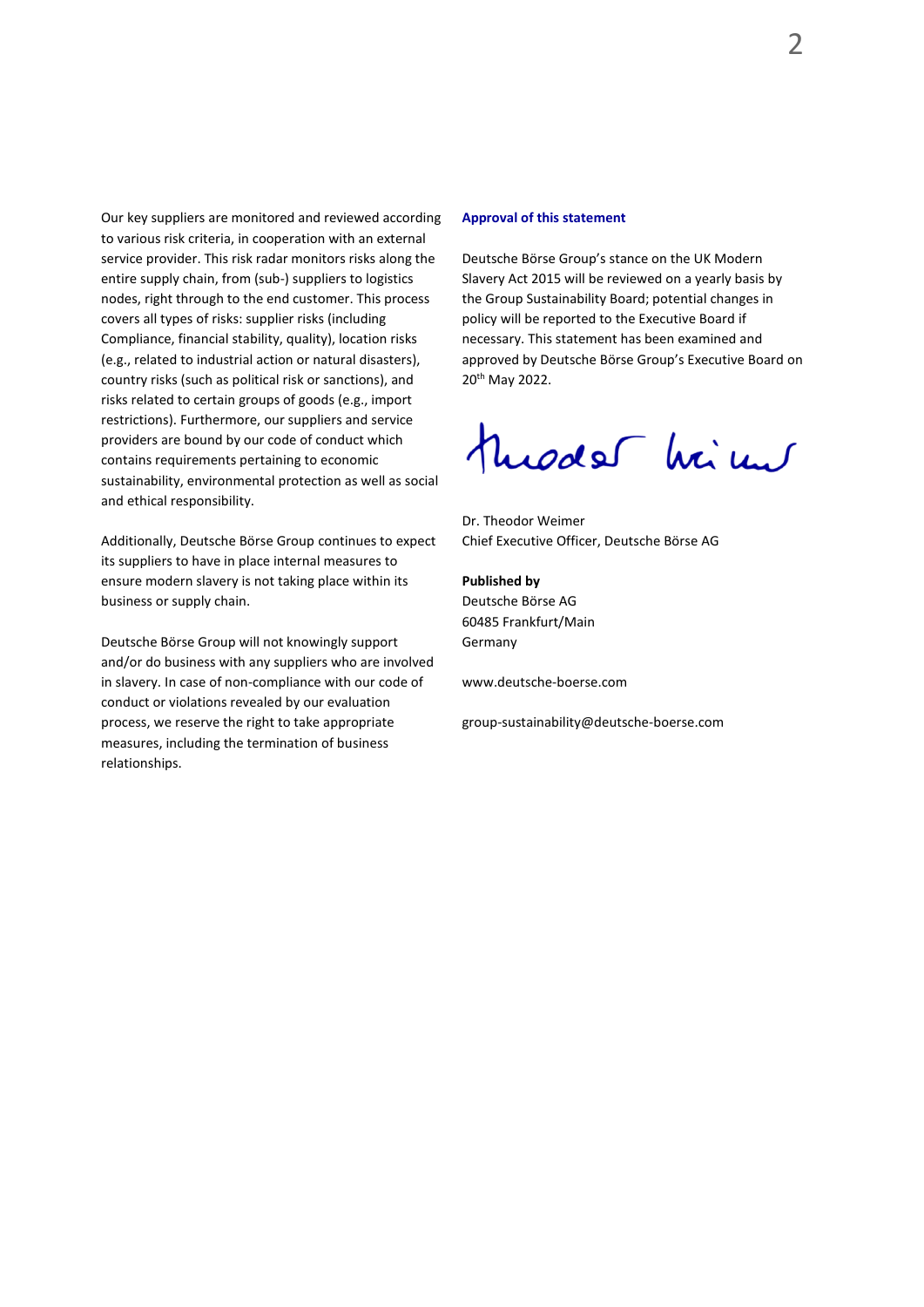Our key suppliers are monitored and reviewed according to various risk criteria, in cooperation with an external service provider. This risk radar monitors risks along the entire supply chain, from (sub-) suppliers to logistics nodes, right through to the end customer. This process covers all types of risks: supplier risks (including Compliance, financial stability, quality), location risks (e.g., related to industrial action or natural disasters), country risks (such as political risk or sanctions), and risks related to certain groups of goods (e.g., import restrictions). Furthermore, our suppliers and service providers are bound by our code of conduct which contains requirements pertaining to economic sustainability, environmental protection as well as social and ethical responsibility.

Additionally, Deutsche Börse Group continues to expect its suppliers to have in place internal measures to ensure modern slavery is not taking place within its business or supply chain.

Deutsche Börse Group will not knowingly support and/or do business with any suppliers who are involved in slavery. In case of non-compliance with our code of conduct or violations revealed by our evaluation process, we reserve the right to take appropriate measures, including the termination of business relationships.

**Approval of this statement**

Deutsche Börse Group's stance on the UK Modern Slavery Act 2015 will be reviewed on a yearly basis by the Group Sustainability Board; potential changes in policy will be reported to the Executive Board if necessary. This statement has been examined and approved by Deutsche Börse Group's Executive Board on 20th May 2022.

Dr. Theodor Weimer
Chief Executive Officer, Deutsche Börse AG

**Published by**
Deutsche Börse AG
60485 Frankfurt/Main
Germany

www.deutsche-boerse.com

group-sustainability@deutsche-boerse.com